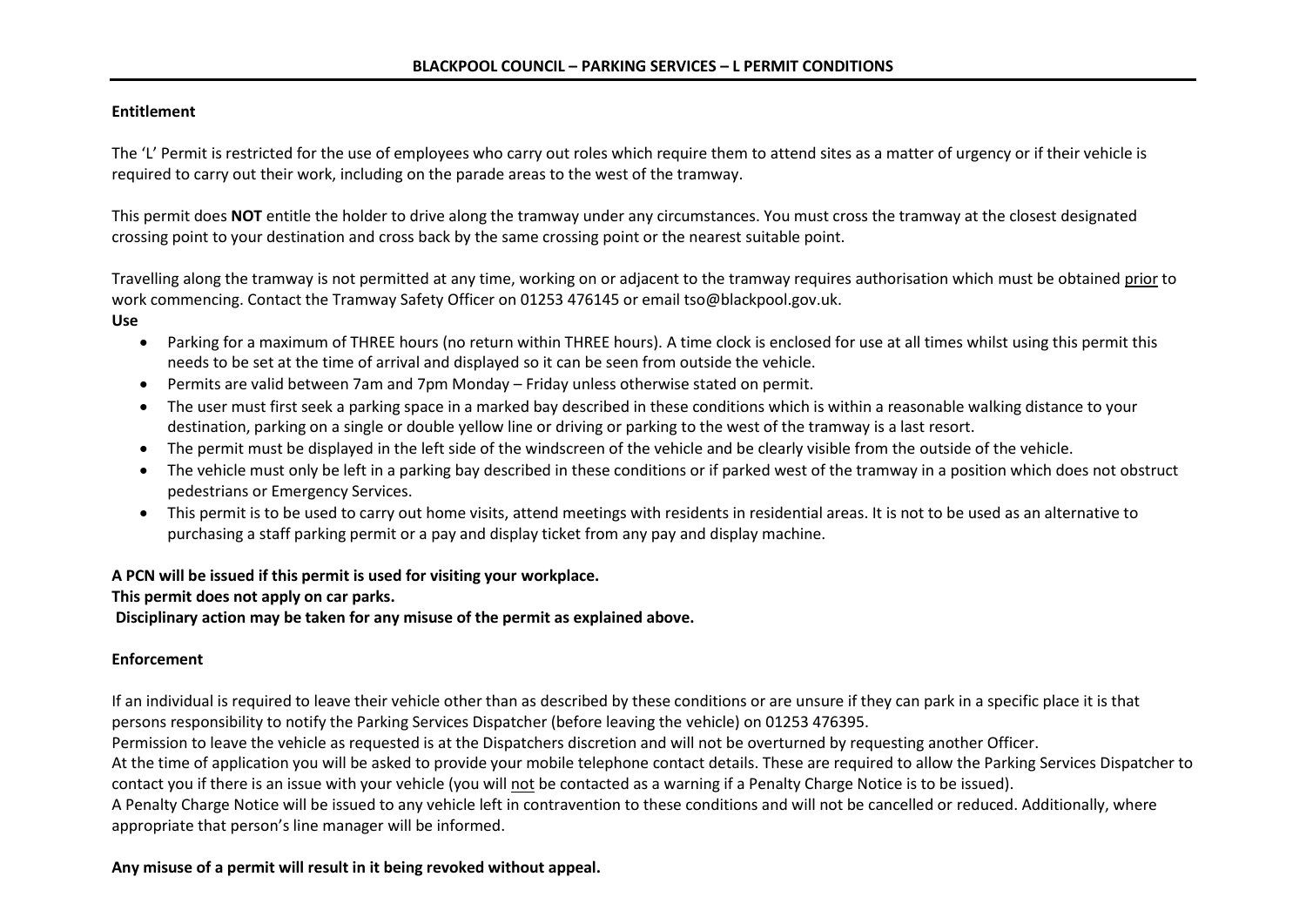# BLACKPOOL COUNCIL – PARKING SERVICES – L PERMIT CONDITIONS

## Entitlement

The 'L' Permit is restricted for the use of employees who carry out roles which require them to attend sites as a matter of urgency or if their vehicle is required to carry out their work, including on the parade areas to the west of the tramway.

This permit does **NOT** entitle the holder to drive along the tramway under any circumstances. You must cross the tramway at the closest designated crossing point to your destination and cross back by the same crossing point or the nearest suitable point.

Travelling along the tramway is not permitted at any time, working on or adjacent to the tramway requires authorisation which must be obtained <u>prior</u> to work commencing. Contact the Tramway Safety Officer on 01253 476145 or email tso@blackpool.gov.uk.

## Use

- Parking for a maximum of THREE hours (no return within THREE hours). A time clock is enclosed for use at all times whilst using this permit this needs to be set at the time of arrival and displayed so it can be seen from outside the vehicle.
- Permits are valid between 7am and 7pm Monday – Friday unless otherwise stated on permit.
- The user must first seek a parking space in a marked bay described in these conditions which is within a reasonable walking distance to your destination, parking on a single or double yellow line or driving or parking to the west of the tramway is a last resort.
- The permit must be displayed in the left side of the windscreen of the vehicle and be clearly visible from the outside of the vehicle.
- The vehicle must only be left in a parking bay described in these conditions or if parked west of the tramway in a position which does not obstruct pedestrians or Emergency Services.
- This permit is to be used to carry out home visits, attend meetings with residents in residential areas. It is not to be used as an alternative to purchasing a staff parking permit or a pay and display ticket from any pay and display machine.

**A PCN will be issued if this permit is used for visiting your workplace.**
**This permit does not apply on car parks.**
**Disciplinary action may be taken for any misuse of the permit as explained above.**

## Enforcement

If an individual is required to leave their vehicle other than as described by these conditions or are unsure if they can park in a specific place it is that persons responsibility to notify the Parking Services Dispatcher (before leaving the vehicle) on 01253 476395.
Permission to leave the vehicle as requested is at the Dispatchers discretion and will not be overturned by requesting another Officer.
At the time of application you will be asked to provide your mobile telephone contact details. These are required to allow the Parking Services Dispatcher to contact you if there is an issue with your vehicle (you will <u>not</u> be contacted as a warning if a Penalty Charge Notice is to be issued).
A Penalty Charge Notice will be issued to any vehicle left in contravention to these conditions and will not be cancelled or reduced. Additionally, where appropriate that person's line manager will be informed.

**Any misuse of a permit will result in it being revoked without appeal.**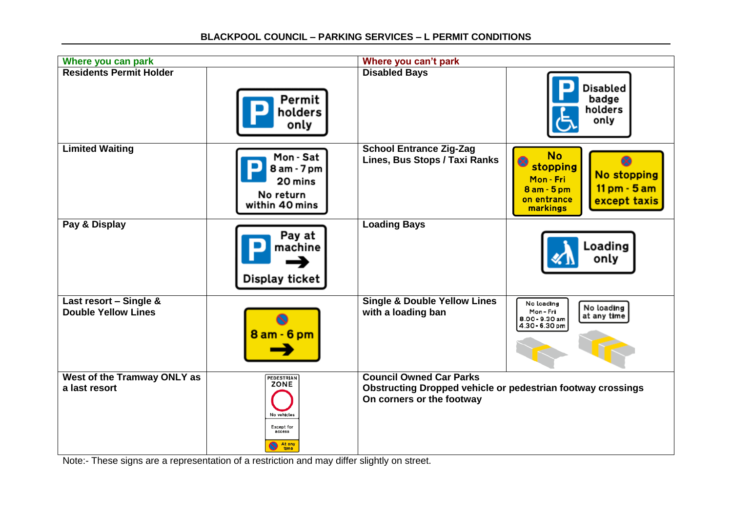## BLACKPOOL COUNCIL – PARKING SERVICES – L PERMIT CONDITIONS

| Where you can park | | Where you can't park | |
|---|---|---|---|
| **Residents Permit Holder** | Permit holders only | **Disabled Bays** | Disabled badge holders only |
| **Limited Waiting** | Mon - Sat 8 am - 7 pm 20 mins No return within 40 mins | **School Entrance Zig-Zag Lines, Bus Stops / Taxi Ranks** | No stopping Mon - Fri 8 am - 5 pm on entrance markings; No stopping 11 pm - 5 am except taxis |
| **Pay & Display** | Pay at machine Display ticket | **Loading Bays** | Loading only |
| **Last resort – Single & Double Yellow Lines** | 8 am - 6 pm | **Single & Double Yellow Lines with a loading ban** | No loading Mon - Fri 8.00 - 9.30 am 4.30 - 6.30 pm; No loading at any time |
| **West of the Tramway ONLY as a last resort** | PEDESTRIAN ZONE No vehicles Except for access At any time | **Council Owned Car Parks**<br>**Obstructing Dropped vehicle or pedestrian footway crossings**<br>**On corners or the footway** | |

Note:- These signs are a representation of a restriction and may differ slightly on street.